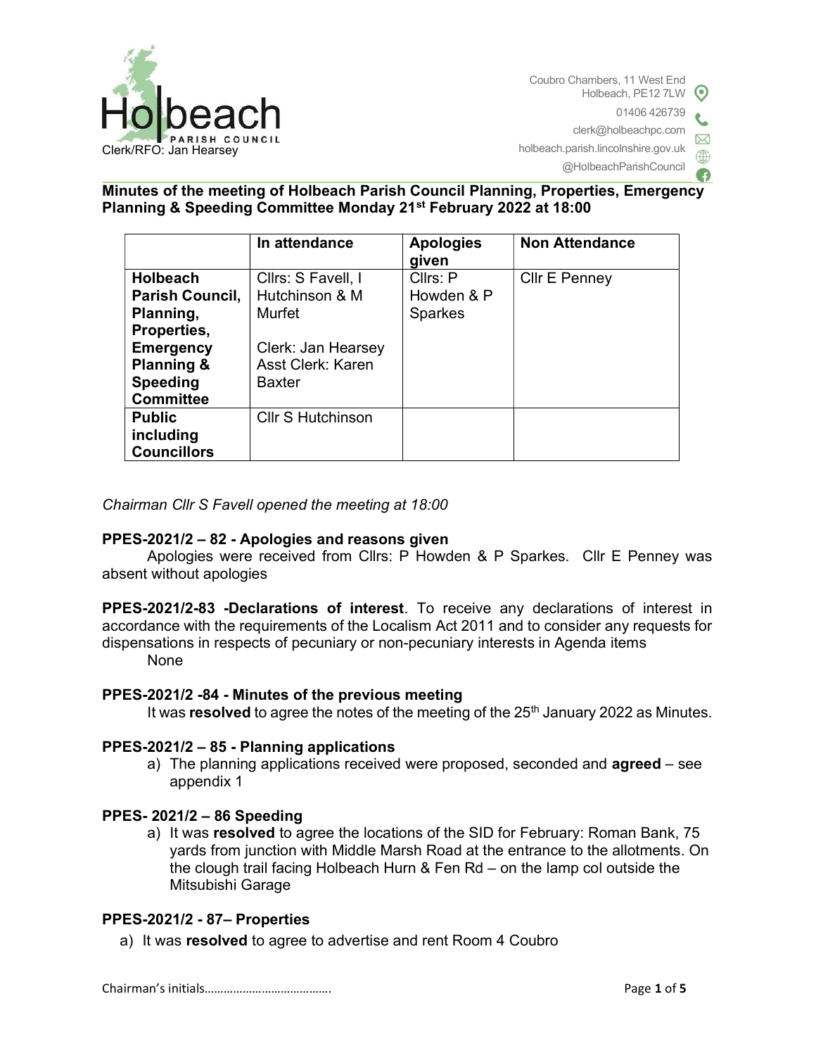Holbeach PARISH COUNCIL
Clerk/RFO: Jan Hearsey

Coubro Chambers, 11 West End
Holbeach, PE12 7LW
01406 426739
clerk@holbeachpc.com
holbeach.parish.lincolnshire.gov.uk
@HolbeachParishCouncil

**Minutes of the meeting of Holbeach Parish Council Planning, Properties, Emergency Planning & Speeding Committee Monday 21st February 2022 at 18:00**

| | In attendance | Apologies given | Non Attendance |
|---|---|---|---|
| **Holbeach Parish Council, Planning, Properties, Emergency Planning & Speeding Committee** | Cllrs: S Favell, I Hutchinson & M Murfet<br><br>Clerk: Jan Hearsey<br>Asst Clerk: Karen Baxter | Cllrs: P Howden & P Sparkes | Cllr E Penney |
| **Public including Councillors** | Cllr S Hutchinson | | |

*Chairman Cllr S Favell opened the meeting at 18:00*

**PPES-2021/2 – 82 - Apologies and reasons given**

Apologies were received from Cllrs: P Howden & P Sparkes. Cllr E Penney was absent without apologies

**PPES-2021/2-83 -Declarations of interest**. To receive any declarations of interest in accordance with the requirements of the Localism Act 2011 and to consider any requests for dispensations in respects of pecuniary or non-pecuniary interests in Agenda items

None

**PPES-2021/2 -84 - Minutes of the previous meeting**

It was **resolved** to agree the notes of the meeting of the 25th January 2022 as Minutes.

**PPES-2021/2 – 85 - Planning applications**

a) The planning applications received were proposed, seconded and **agreed** – see appendix 1

**PPES- 2021/2 – 86 Speeding**

a) It was **resolved** to agree the locations of the SID for February: Roman Bank, 75 yards from junction with Middle Marsh Road at the entrance to the allotments. On the clough trail facing Holbeach Hurn & Fen Rd – on the lamp col outside the Mitsubishi Garage

**PPES-2021/2 - 87– Properties**

a) It was **resolved** to agree to advertise and rent Room 4 Coubro

Chairman's initials………………………………….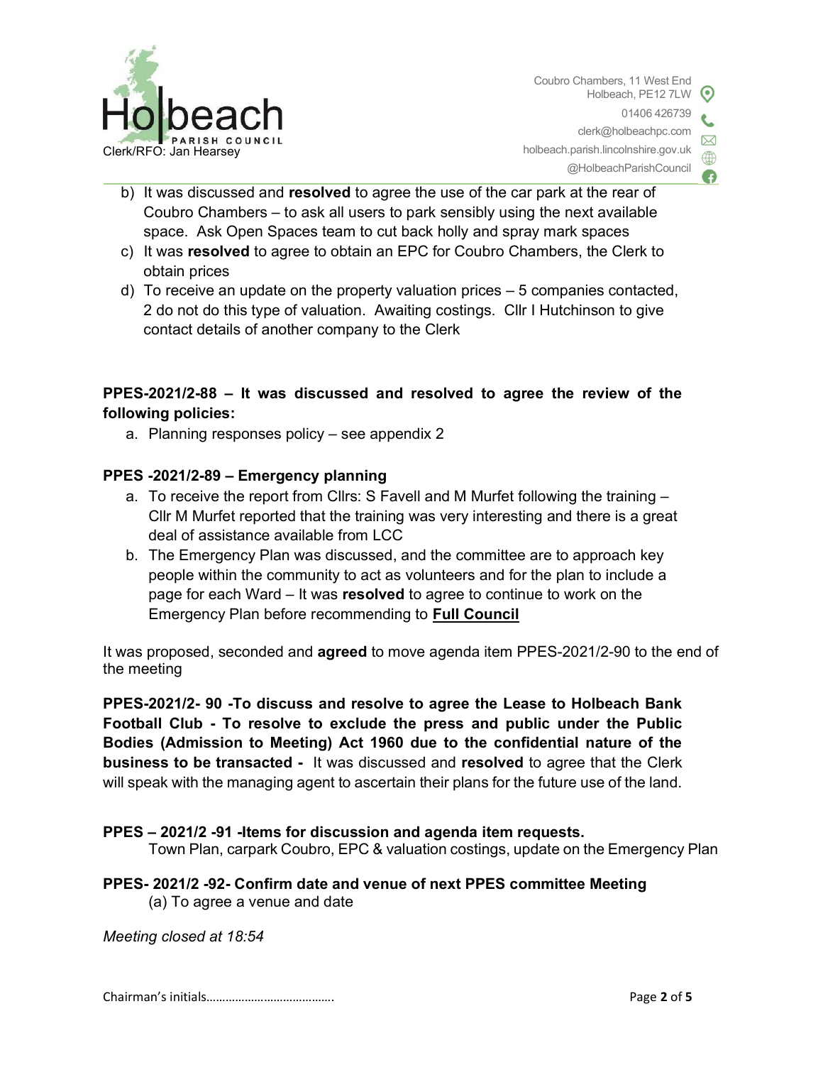b) It was discussed and **resolved** to agree the use of the car park at the rear of Coubro Chambers – to ask all users to park sensibly using the next available space. Ask Open Spaces team to cut back holly and spray mark spaces

c) It was **resolved** to agree to obtain an EPC for Coubro Chambers, the Clerk to obtain prices

d) To receive an update on the property valuation prices – 5 companies contacted, 2 do not do this type of valuation. Awaiting costings. Cllr I Hutchinson to give contact details of another company to the Clerk

**PPES-2021/2-88 – It was discussed and resolved to agree the review of the following policies:**

a. Planning responses policy – see appendix 2

**PPES -2021/2-89 – Emergency planning**

a. To receive the report from Cllrs: S Favell and M Murfet following the training – Cllr M Murfet reported that the training was very interesting and there is a great deal of assistance available from LCC

b. The Emergency Plan was discussed, and the committee are to approach key people within the community to act as volunteers and for the plan to include a page for each Ward – It was **resolved** to agree to continue to work on the Emergency Plan before recommending to **<u>Full Council</u>**

It was proposed, seconded and **agreed** to move agenda item PPES-2021/2-90 to the end of the meeting

**PPES-2021/2- 90 -To discuss and resolve to agree the Lease to Holbeach Bank Football Club - To resolve to exclude the press and public under the Public Bodies (Admission to Meeting) Act 1960 due to the confidential nature of the business to be transacted -** It was discussed and **resolved** to agree that the Clerk will speak with the managing agent to ascertain their plans for the future use of the land.

**PPES – 2021/2 -91 -Items for discussion and agenda item requests.**

Town Plan, carpark Coubro, EPC & valuation costings, update on the Emergency Plan

**PPES- 2021/2 -92- Confirm date and venue of next PPES committee Meeting**

(a) To agree a venue and date

*Meeting closed at 18:54*

Chairman's initials………………………………….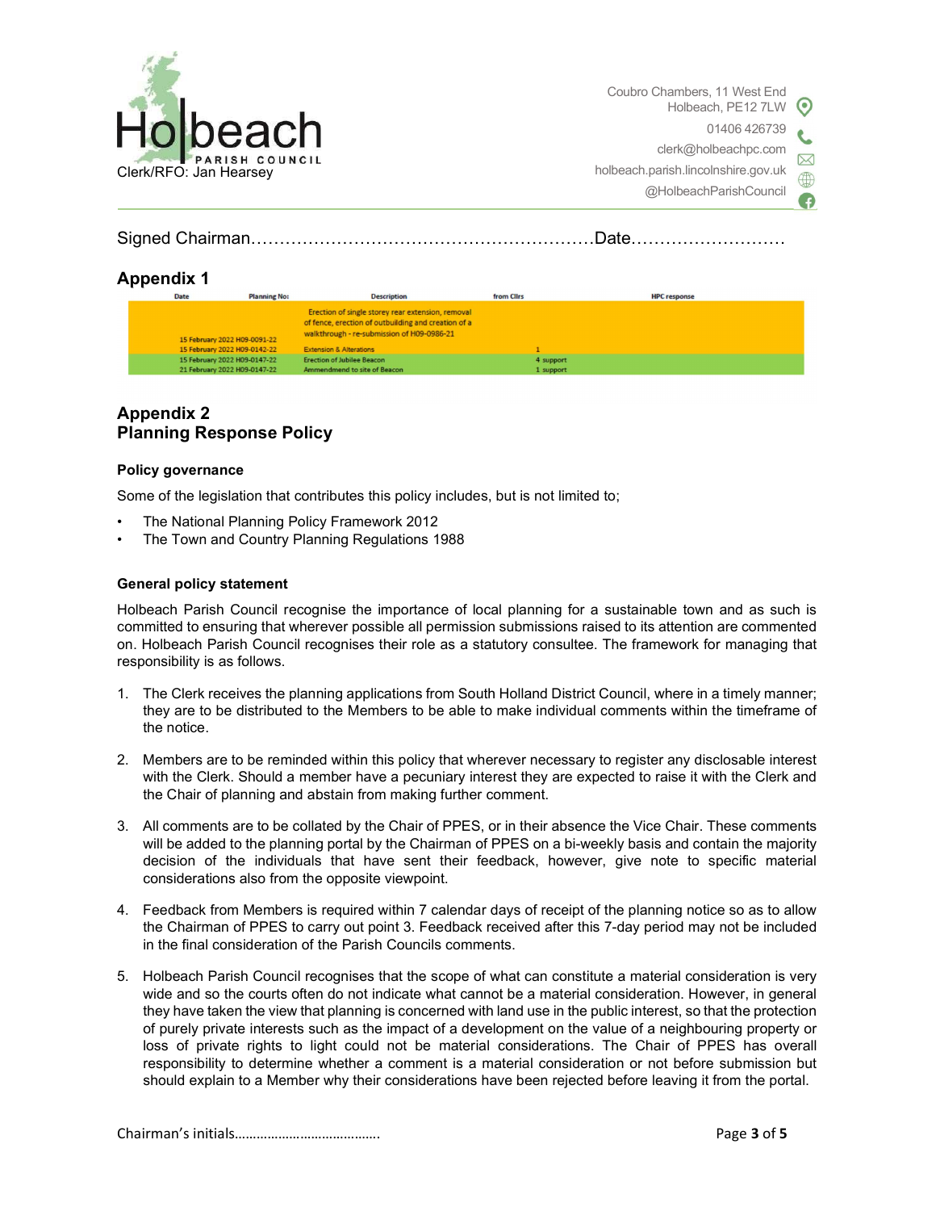Signed Chairman……………………………………………………Date………………………

## Appendix 1

| Date | Planning No: | Description | from Cllrs | HPC response |
|---|---|---|---|---|
| 15 February 2022 | H09-0091-22 | Erection of single storey rear extension, removal of fence, erection of outbuilding and creation of a walkthrough - re-submission of H09-0986-21 | | |
| 15 February 2022 | H09-0142-22 | Extension & Alterations | 1 | |
| 15 February 2022 | H09-0147-22 | Erection of Jubilee Beacon | 4 support | |
| 21 February 2022 | H09-0147-22 | Ammendment to site of Beacon | 1 support | |

## Appendix 2
## Planning Response Policy

### Policy governance

Some of the legislation that contributes this policy includes, but is not limited to;

- The National Planning Policy Framework 2012
- The Town and Country Planning Regulations 1988

### General policy statement

Holbeach Parish Council recognise the importance of local planning for a sustainable town and as such is committed to ensuring that wherever possible all permission submissions raised to its attention are commented on. Holbeach Parish Council recognises their role as a statutory consultee. The framework for managing that responsibility is as follows.

1. The Clerk receives the planning applications from South Holland District Council, where in a timely manner; they are to be distributed to the Members to be able to make individual comments within the timeframe of the notice.

2. Members are to be reminded within this policy that wherever necessary to register any disclosable interest with the Clerk. Should a member have a pecuniary interest they are expected to raise it with the Clerk and the Chair of planning and abstain from making further comment.

3. All comments are to be collated by the Chair of PPES, or in their absence the Vice Chair. These comments will be added to the planning portal by the Chairman of PPES on a bi-weekly basis and contain the majority decision of the individuals that have sent their feedback, however, give note to specific material considerations also from the opposite viewpoint.

4. Feedback from Members is required within 7 calendar days of receipt of the planning notice so as to allow the Chairman of PPES to carry out point 3. Feedback received after this 7-day period may not be included in the final consideration of the Parish Councils comments.

5. Holbeach Parish Council recognises that the scope of what can constitute a material consideration is very wide and so the courts often do not indicate what cannot be a material consideration. However, in general they have taken the view that planning is concerned with land use in the public interest, so that the protection of purely private interests such as the impact of a development on the value of a neighbouring property or loss of private rights to light could not be material considerations. The Chair of PPES has overall responsibility to determine whether a comment is a material consideration or not before submission but should explain to a Member why their considerations have been rejected before leaving it from the portal.

Chairman's initials………………………………….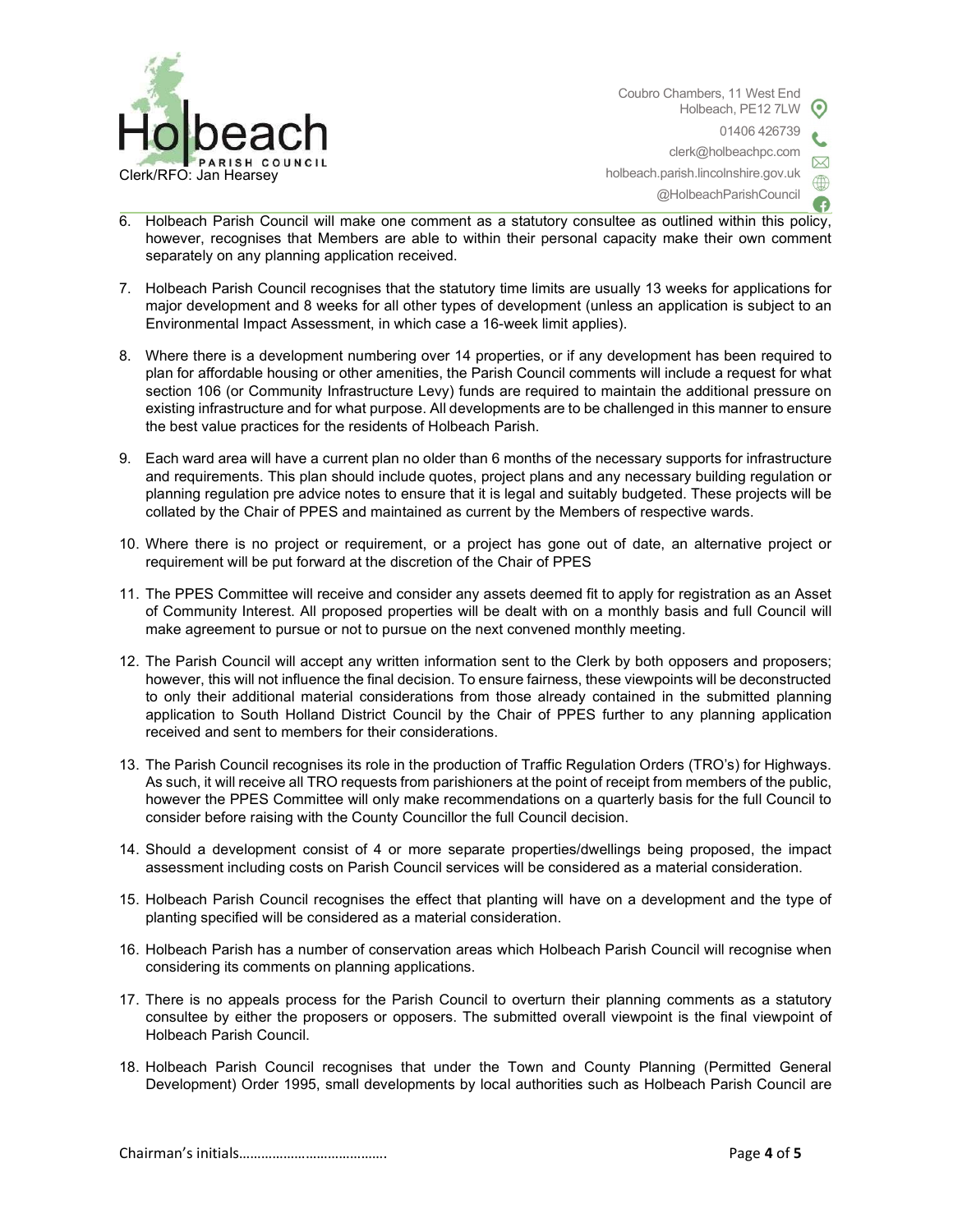6. Holbeach Parish Council will make one comment as a statutory consultee as outlined within this policy, however, recognises that Members are able to within their personal capacity make their own comment separately on any planning application received.

7. Holbeach Parish Council recognises that the statutory time limits are usually 13 weeks for applications for major development and 8 weeks for all other types of development (unless an application is subject to an Environmental Impact Assessment, in which case a 16-week limit applies).

8. Where there is a development numbering over 14 properties, or if any development has been required to plan for affordable housing or other amenities, the Parish Council comments will include a request for what section 106 (or Community Infrastructure Levy) funds are required to maintain the additional pressure on existing infrastructure and for what purpose. All developments are to be challenged in this manner to ensure the best value practices for the residents of Holbeach Parish.

9. Each ward area will have a current plan no older than 6 months of the necessary supports for infrastructure and requirements. This plan should include quotes, project plans and any necessary building regulation or planning regulation pre advice notes to ensure that it is legal and suitably budgeted. These projects will be collated by the Chair of PPES and maintained as current by the Members of respective wards.

10. Where there is no project or requirement, or a project has gone out of date, an alternative project or requirement will be put forward at the discretion of the Chair of PPES

11. The PPES Committee will receive and consider any assets deemed fit to apply for registration as an Asset of Community Interest. All proposed properties will be dealt with on a monthly basis and full Council will make agreement to pursue or not to pursue on the next convened monthly meeting.

12. The Parish Council will accept any written information sent to the Clerk by both opposers and proposers; however, this will not influence the final decision. To ensure fairness, these viewpoints will be deconstructed to only their additional material considerations from those already contained in the submitted planning application to South Holland District Council by the Chair of PPES further to any planning application received and sent to members for their considerations.

13. The Parish Council recognises its role in the production of Traffic Regulation Orders (TRO's) for Highways. As such, it will receive all TRO requests from parishioners at the point of receipt from members of the public, however the PPES Committee will only make recommendations on a quarterly basis for the full Council to consider before raising with the County Councillor the full Council decision.

14. Should a development consist of 4 or more separate properties/dwellings being proposed, the impact assessment including costs on Parish Council services will be considered as a material consideration.

15. Holbeach Parish Council recognises the effect that planting will have on a development and the type of planting specified will be considered as a material consideration.

16. Holbeach Parish has a number of conservation areas which Holbeach Parish Council will recognise when considering its comments on planning applications.

17. There is no appeals process for the Parish Council to overturn their planning comments as a statutory consultee by either the proposers or opposers. The submitted overall viewpoint is the final viewpoint of Holbeach Parish Council.

18. Holbeach Parish Council recognises that under the Town and County Planning (Permitted General Development) Order 1995, small developments by local authorities such as Holbeach Parish Council are

Chairman's initials…………………………………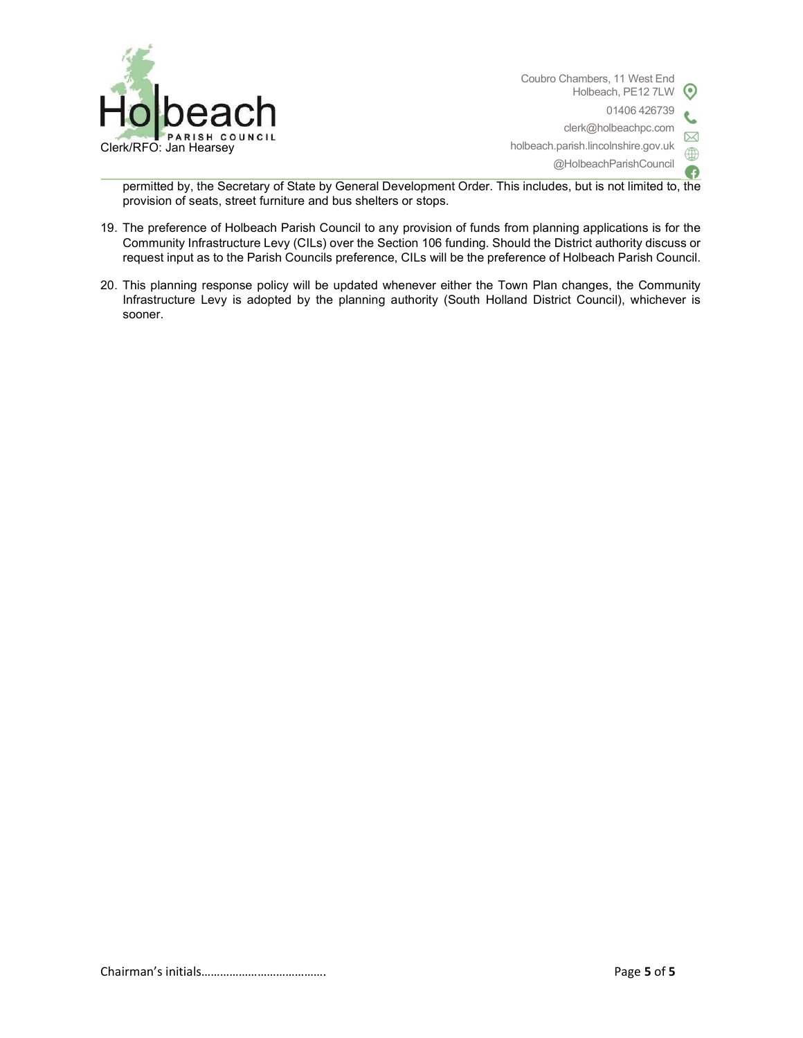permitted by, the Secretary of State by General Development Order. This includes, but is not limited to, the provision of seats, street furniture and bus shelters or stops.

19. The preference of Holbeach Parish Council to any provision of funds from planning applications is for the Community Infrastructure Levy (CILs) over the Section 106 funding. Should the District authority discuss or request input as to the Parish Councils preference, CILs will be the preference of Holbeach Parish Council.

20. This planning response policy will be updated whenever either the Town Plan changes, the Community Infrastructure Levy is adopted by the planning authority (South Holland District Council), whichever is sooner.

Chairman's initials………………………………….